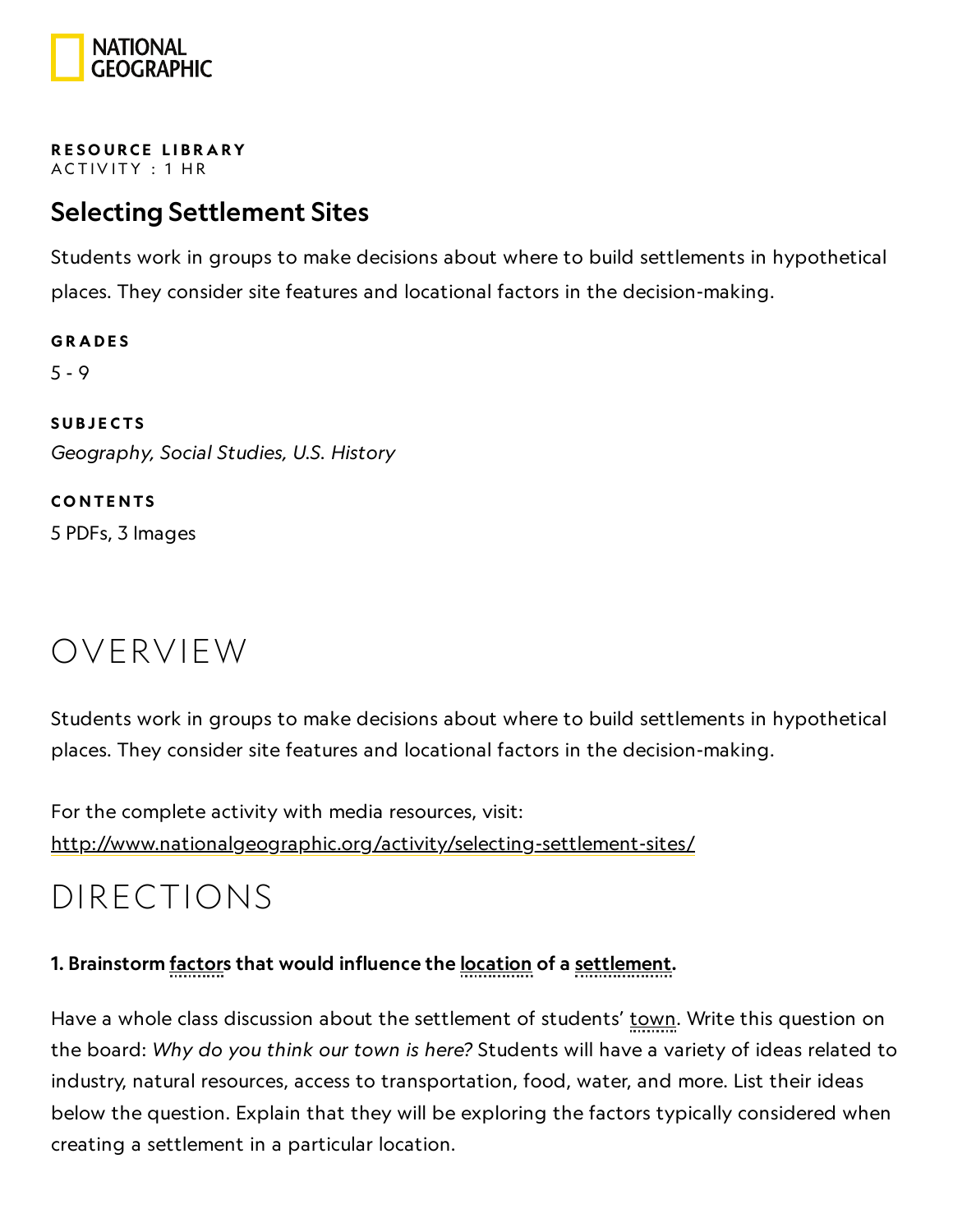NATIONAL GEOGRAPHIC

**RESOURCE LIBRARY**
ACTIVITY : 1 HR

## Selecting Settlement Sites

Students work in groups to make decisions about where to build settlements in hypothetical places. They consider site features and locational factors in the decision-making.

**GRADES**

5 - 9

**SUBJECTS**

*Geography, Social Studies, U.S. History*

**CONTENTS**

5 PDFs, 3 Images

# OVERVIEW

Students work in groups to make decisions about where to build settlements in hypothetical places. They consider site features and locational factors in the decision-making.

For the complete activity with media resources, visit:
http://www.nationalgeographic.org/activity/selecting-settlement-sites/

# DIRECTIONS

**1. Brainstorm factors that would influence the location of a settlement.**

Have a whole class discussion about the settlement of students' town. Write this question on the board: *Why do you think our town is here?* Students will have a variety of ideas related to industry, natural resources, access to transportation, food, water, and more. List their ideas below the question. Explain that they will be exploring the factors typically considered when creating a settlement in a particular location.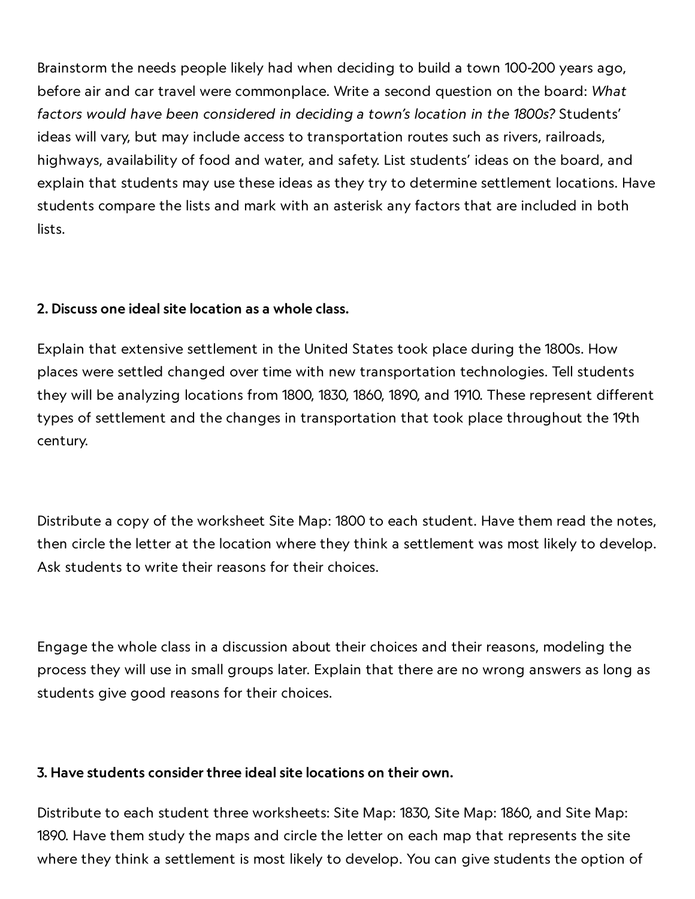Brainstorm the needs people likely had when deciding to build a town 100-200 years ago, before air and car travel were commonplace. Write a second question on the board: *What factors would have been considered in deciding a town's location in the 1800s?* Students' ideas will vary, but may include access to transportation routes such as rivers, railroads, highways, availability of food and water, and safety. List students' ideas on the board, and explain that students may use these ideas as they try to determine settlement locations. Have students compare the lists and mark with an asterisk any factors that are included in both lists.

**2. Discuss one ideal site location as a whole class.**

Explain that extensive settlement in the United States took place during the 1800s. How places were settled changed over time with new transportation technologies. Tell students they will be analyzing locations from 1800, 1830, 1860, 1890, and 1910. These represent different types of settlement and the changes in transportation that took place throughout the 19th century.

Distribute a copy of the worksheet Site Map: 1800 to each student. Have them read the notes, then circle the letter at the location where they think a settlement was most likely to develop. Ask students to write their reasons for their choices.

Engage the whole class in a discussion about their choices and their reasons, modeling the process they will use in small groups later. Explain that there are no wrong answers as long as students give good reasons for their choices.

**3. Have students consider three ideal site locations on their own.**

Distribute to each student three worksheets: Site Map: 1830, Site Map: 1860, and Site Map: 1890. Have them study the maps and circle the letter on each map that represents the site where they think a settlement is most likely to develop. You can give students the option of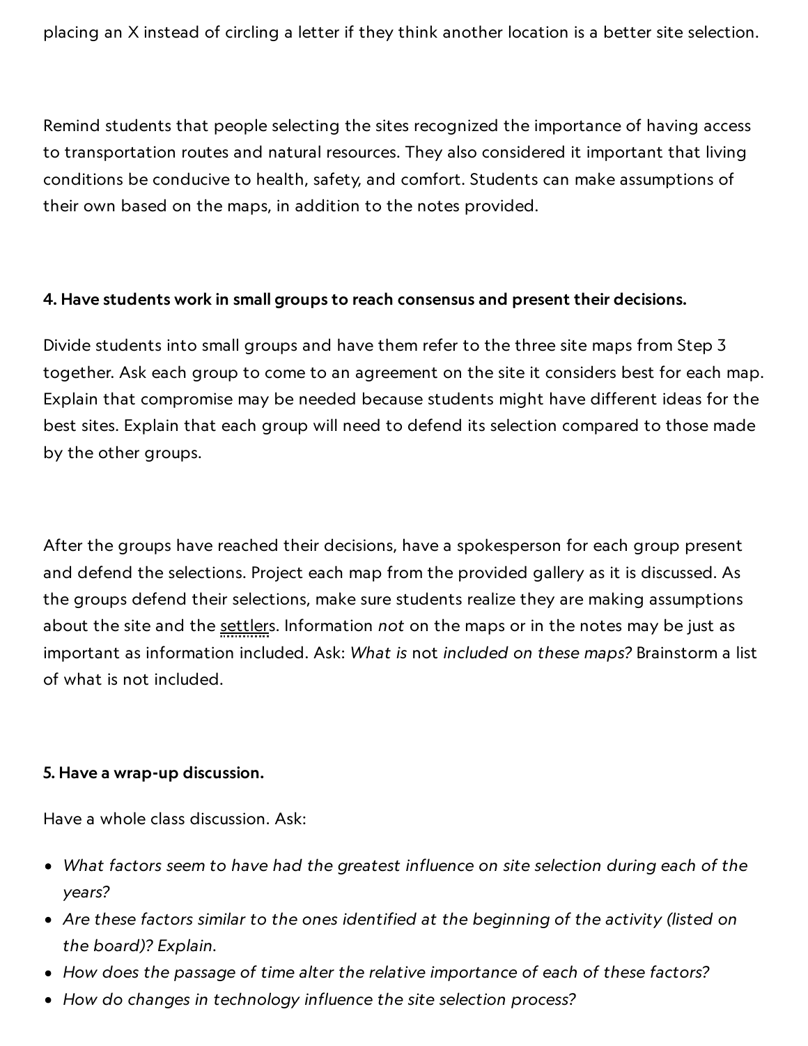placing an X instead of circling a letter if they think another location is a better site selection.

Remind students that people selecting the sites recognized the importance of having access to transportation routes and natural resources. They also considered it important that living conditions be conducive to health, safety, and comfort. Students can make assumptions of their own based on the maps, in addition to the notes provided.

**4. Have students work in small groups to reach consensus and present their decisions.**

Divide students into small groups and have them refer to the three site maps from Step 3 together. Ask each group to come to an agreement on the site it considers best for each map. Explain that compromise may be needed because students might have different ideas for the best sites. Explain that each group will need to defend its selection compared to those made by the other groups.

After the groups have reached their decisions, have a spokesperson for each group present and defend the selections. Project each map from the provided gallery as it is discussed. As the groups defend their selections, make sure students realize they are making assumptions about the site and the settlers. Information *not* on the maps or in the notes may be just as important as information included. Ask: *What is* not *included on these maps?* Brainstorm a list of what is not included.

**5. Have a wrap-up discussion.**

Have a whole class discussion. Ask:

- *What factors seem to have had the greatest influence on site selection during each of the years?*
- *Are these factors similar to the ones identified at the beginning of the activity (listed on the board)? Explain.*
- *How does the passage of time alter the relative importance of each of these factors?*
- *How do changes in technology influence the site selection process?*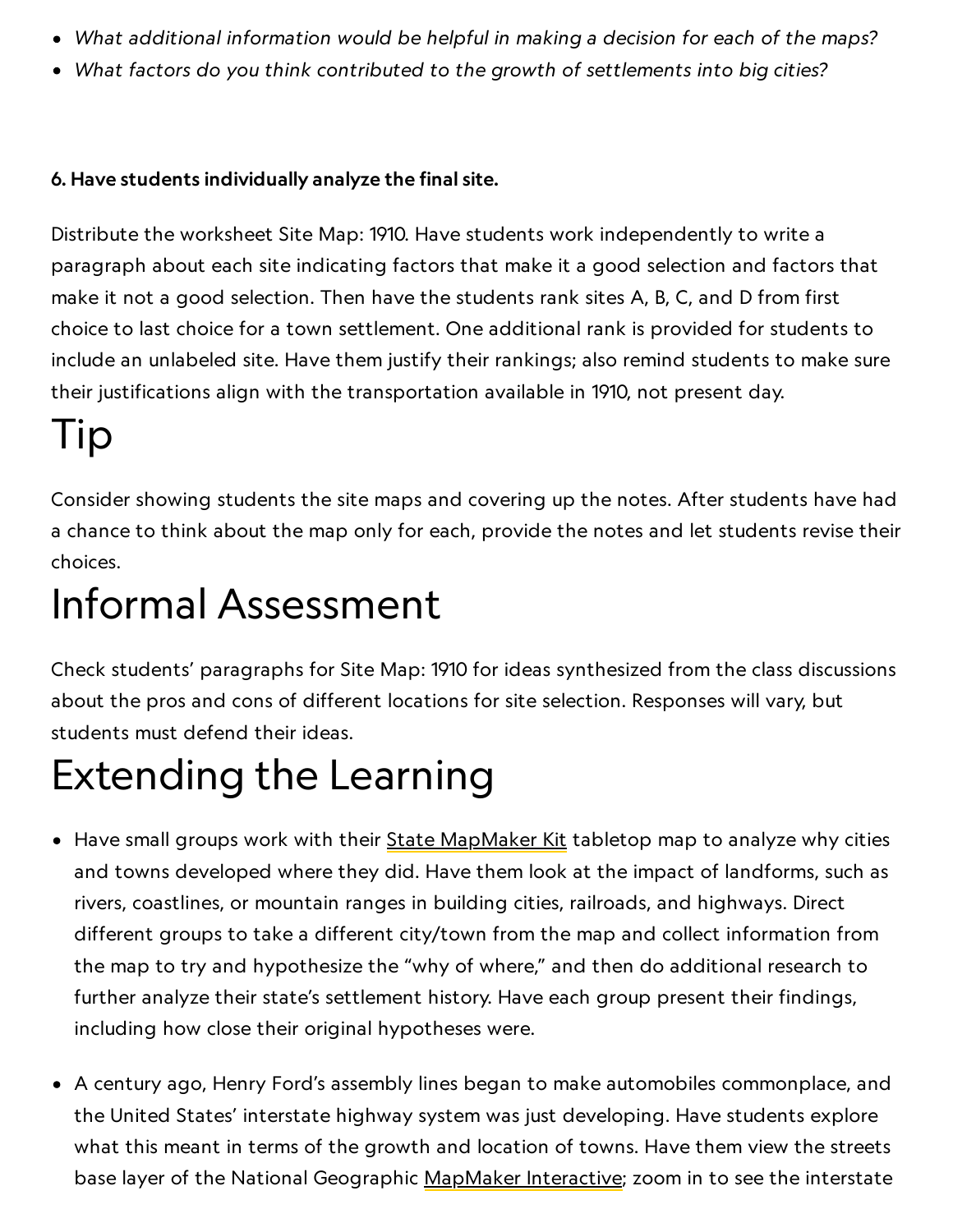- *What additional information would be helpful in making a decision for each of the maps?*
- *What factors do you think contributed to the growth of settlements into big cities?*

**6. Have students individually analyze the final site.**

Distribute the worksheet Site Map: 1910. Have students work independently to write a paragraph about each site indicating factors that make it a good selection and factors that make it not a good selection. Then have the students rank sites A, B, C, and D from first choice to last choice for a town settlement. One additional rank is provided for students to include an unlabeled site. Have them justify their rankings; also remind students to make sure their justifications align with the transportation available in 1910, not present day.

# Tip

Consider showing students the site maps and covering up the notes. After students have had a chance to think about the map only for each, provide the notes and let students revise their choices.

# Informal Assessment

Check students' paragraphs for Site Map: 1910 for ideas synthesized from the class discussions about the pros and cons of different locations for site selection. Responses will vary, but students must defend their ideas.

# Extending the Learning

- Have small groups work with their State MapMaker Kit tabletop map to analyze why cities and towns developed where they did. Have them look at the impact of landforms, such as rivers, coastlines, or mountain ranges in building cities, railroads, and highways. Direct different groups to take a different city/town from the map and collect information from the map to try and hypothesize the "why of where," and then do additional research to further analyze their state's settlement history. Have each group present their findings, including how close their original hypotheses were.

- A century ago, Henry Ford's assembly lines began to make automobiles commonplace, and the United States' interstate highway system was just developing. Have students explore what this meant in terms of the growth and location of towns. Have them view the streets base layer of the National Geographic MapMaker Interactive; zoom in to see the interstate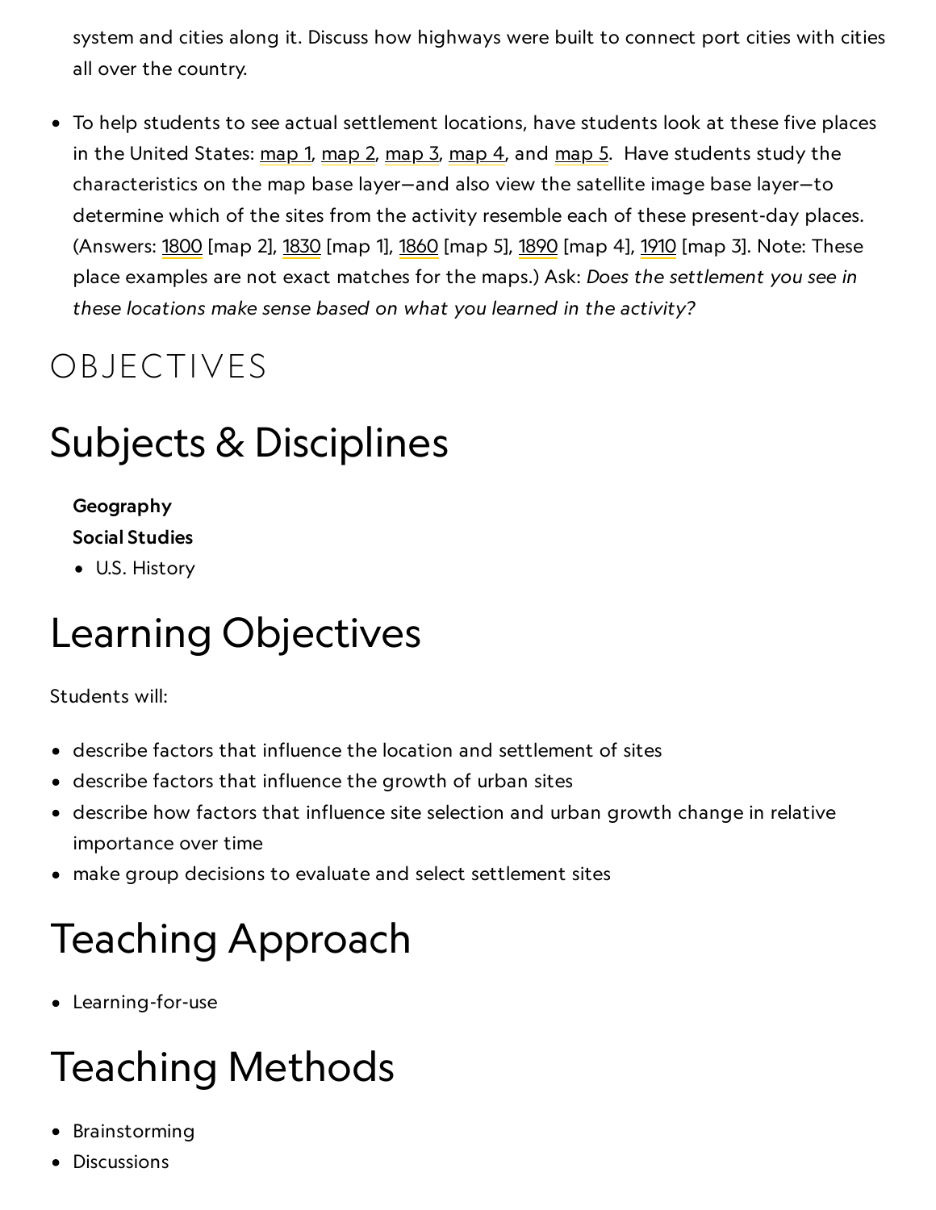system and cities along it. Discuss how highways were built to connect port cities with cities all over the country.

- To help students to see actual settlement locations, have students look at these five places in the United States: map 1, map 2, map 3, map 4, and map 5. Have students study the characteristics on the map base layer—and also view the satellite image base layer—to determine which of the sites from the activity resemble each of these present-day places. (Answers: 1800 [map 2], 1830 [map 1], 1860 [map 5], 1890 [map 4], 1910 [map 3]. Note: These place examples are not exact matches for the maps.) Ask: *Does the settlement you see in these locations make sense based on what you learned in the activity?*

# OBJECTIVES

## Subjects & Disciplines

**Geography**

**Social Studies**

- U.S. History

## Learning Objectives

Students will:

- describe factors that influence the location and settlement of sites
- describe factors that influence the growth of urban sites
- describe how factors that influence site selection and urban growth change in relative importance over time
- make group decisions to evaluate and select settlement sites

## Teaching Approach

- Learning-for-use

## Teaching Methods

- Brainstorming
- Discussions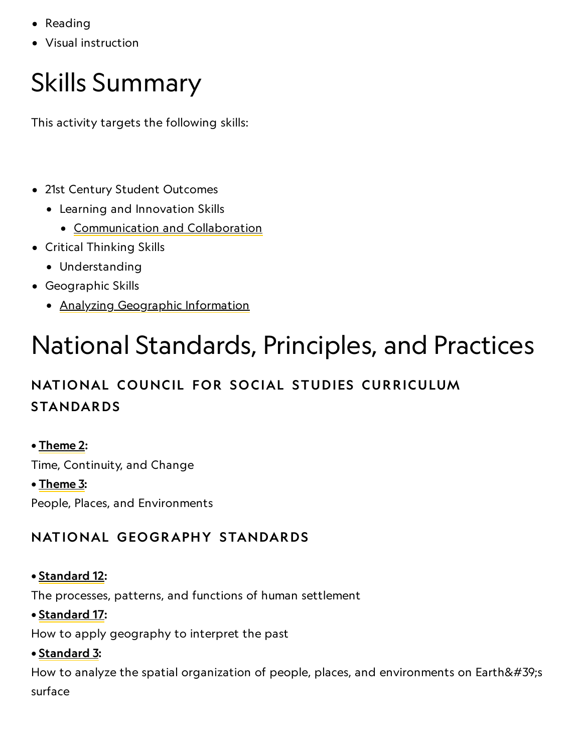- Reading
- Visual instruction

# Skills Summary

This activity targets the following skills:

- 21st Century Student Outcomes
  - Learning and Innovation Skills
    - Communication and Collaboration
- Critical Thinking Skills
  - Understanding
- Geographic Skills
  - Analyzing Geographic Information

# National Standards, Principles, and Practices

### NATIONAL COUNCIL FOR SOCIAL STUDIES CURRICULUM STANDARDS

• **Theme 2:**
Time, Continuity, and Change
• **Theme 3:**
People, Places, and Environments

### NATIONAL GEOGRAPHY STANDARDS

• **Standard 12:**
The processes, patterns, and functions of human settlement
• **Standard 17:**
How to apply geography to interpret the past
• **Standard 3:**
How to analyze the spatial organization of people, places, and environments on Earth&#39;s surface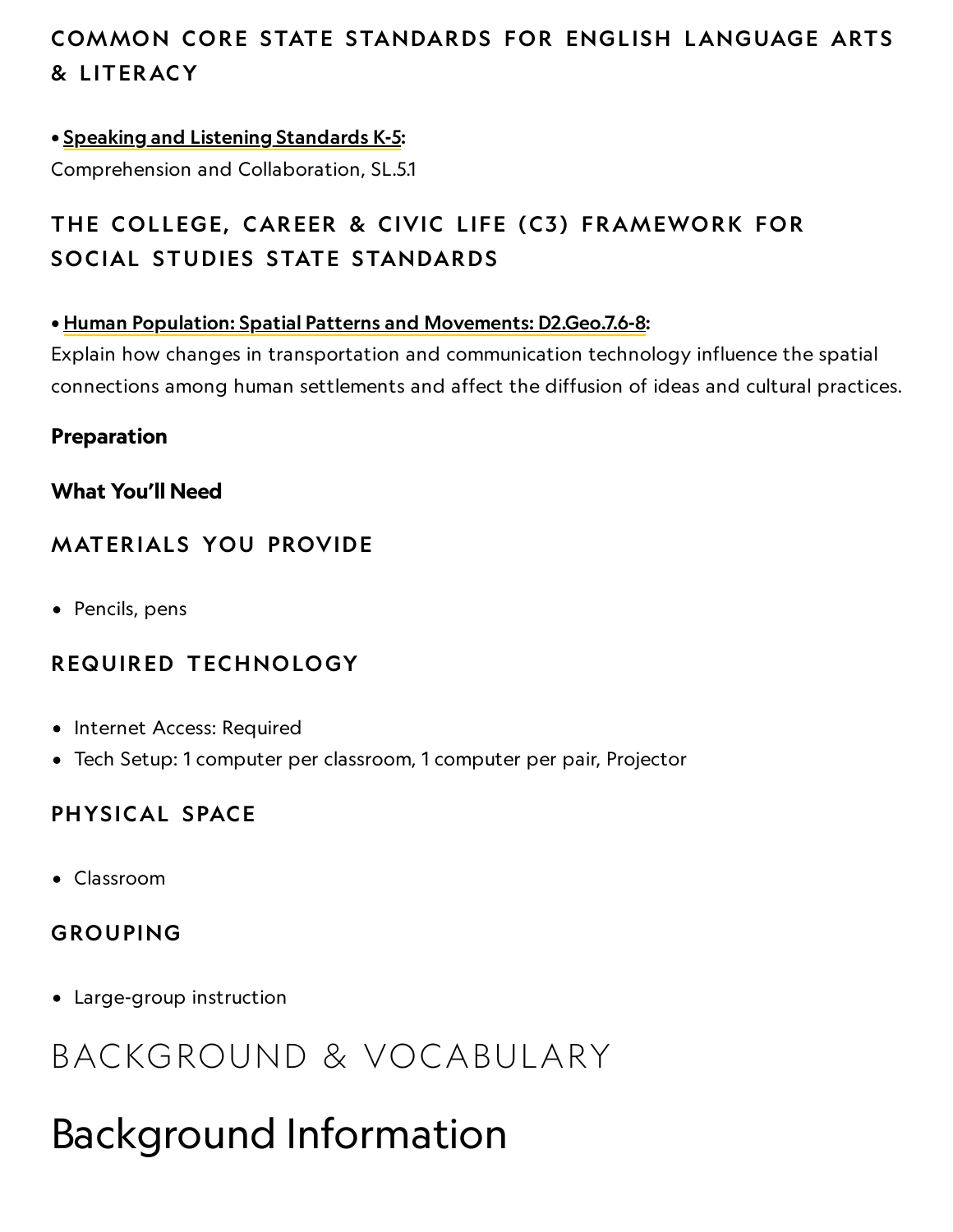### COMMON CORE STATE STANDARDS FOR ENGLISH LANGUAGE ARTS & LITERACY

• **Speaking and Listening Standards K-5:**
Comprehension and Collaboration, SL.5.1

### THE COLLEGE, CAREER & CIVIC LIFE (C3) FRAMEWORK FOR SOCIAL STUDIES STATE STANDARDS

• **Human Population: Spatial Patterns and Movements: D2.Geo.7.6-8:**
Explain how changes in transportation and communication technology influence the spatial connections among human settlements and affect the diffusion of ideas and cultural practices.

**Preparation**

**What You'll Need**

### MATERIALS YOU PROVIDE

- Pencils, pens

### REQUIRED TECHNOLOGY

- Internet Access: Required
- Tech Setup: 1 computer per classroom, 1 computer per pair, Projector

### PHYSICAL SPACE

- Classroom

### GROUPING

- Large-group instruction

## BACKGROUND & VOCABULARY

# Background Information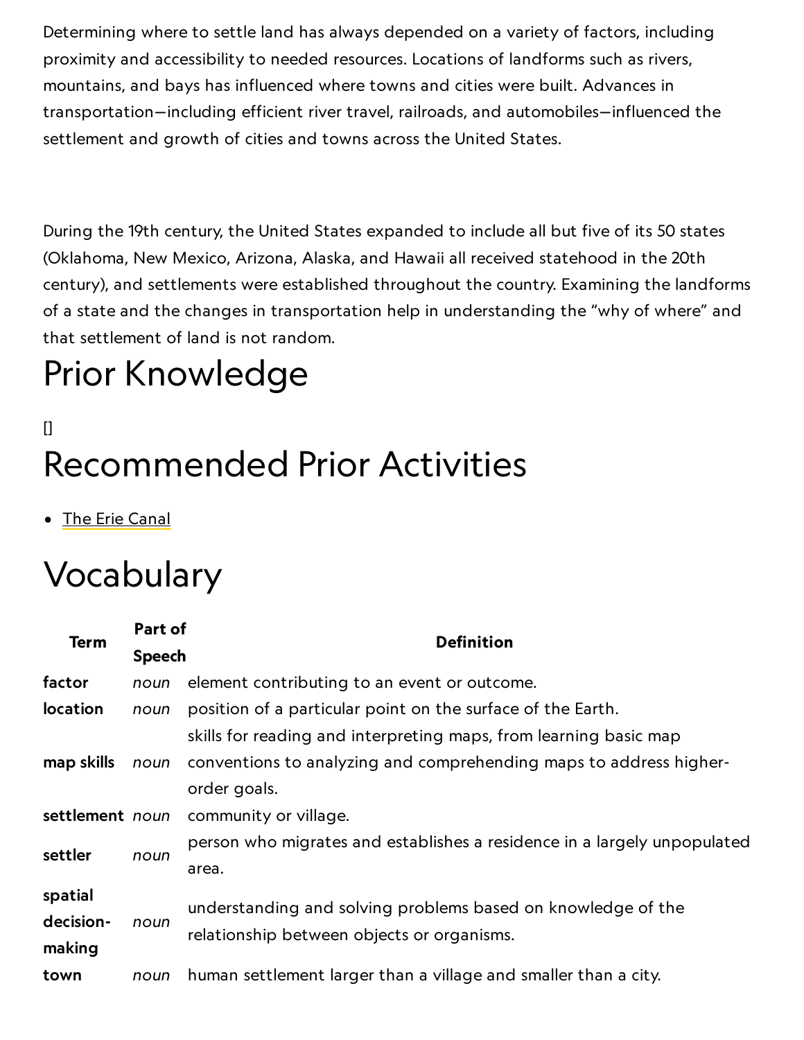Determining where to settle land has always depended on a variety of factors, including proximity and accessibility to needed resources. Locations of landforms such as rivers, mountains, and bays has influenced where towns and cities were built. Advances in transportation—including efficient river travel, railroads, and automobiles—influenced the settlement and growth of cities and towns across the United States.

During the 19th century, the United States expanded to include all but five of its 50 states (Oklahoma, New Mexico, Arizona, Alaska, and Hawaii all received statehood in the 20th century), and settlements were established throughout the country. Examining the landforms of a state and the changes in transportation help in understanding the "why of where" and that settlement of land is not random.

# Prior Knowledge

[]

# Recommended Prior Activities

- The Erie Canal

# Vocabulary

| Term | Part of Speech | Definition |
|---|---|---|
| **factor** | *noun* | element contributing to an event or outcome. |
| **location** | *noun* | position of a particular point on the surface of the Earth. |
| **map skills** | *noun* | skills for reading and interpreting maps, from learning basic map conventions to analyzing and comprehending maps to address higher-order goals. |
| **settlement** | *noun* | community or village. |
| **settler** | *noun* | person who migrates and establishes a residence in a largely unpopulated area. |
| **spatial decision-making** | *noun* | understanding and solving problems based on knowledge of the relationship between objects or organisms. |
| **town** | *noun* | human settlement larger than a village and smaller than a city. |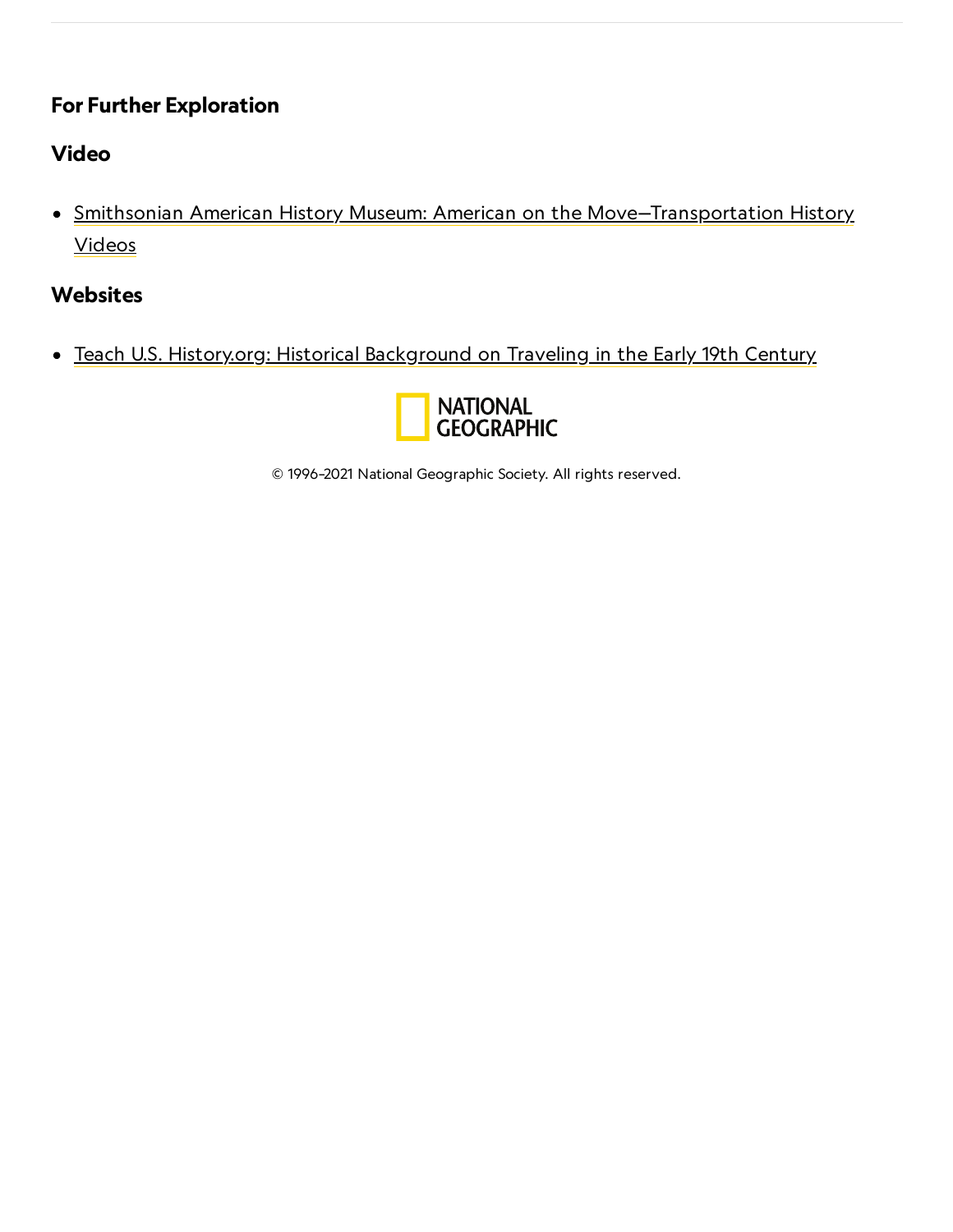## For Further Exploration

### Video

- Smithsonian American History Museum: American on the Move—Transportation History Videos

### Websites

- Teach U.S. History.org: Historical Background on Traveling in the Early 19th Century

NATIONAL GEOGRAPHIC

© 1996–2021 National Geographic Society. All rights reserved.